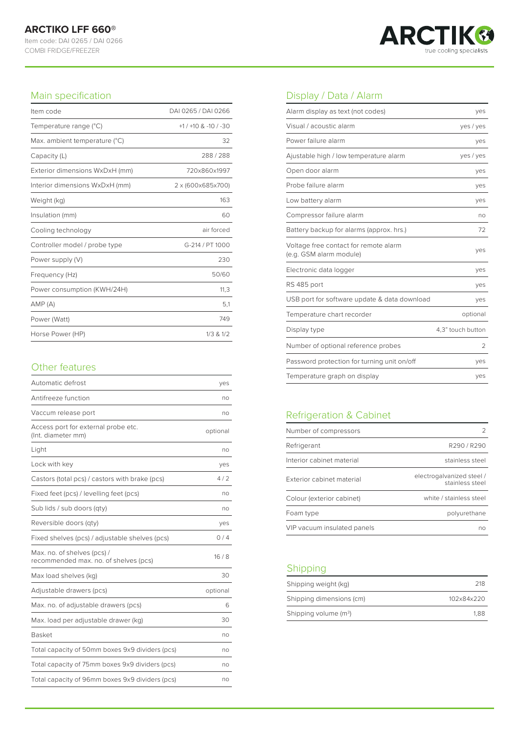# ARCTIKO LFF 660®

Item code: DAI 0265 / DAI 0266

COMBI FRIDGE/FREEZER

## Main specification

| Item code | DAI 0265 / DAI 0266 |
|---|---|
| Temperature range (°C) | +1 / +10 & -10 / -30 |
| Max. ambient temperature (°C) | 32 |
| Capacity (L) | 288 / 288 |
| Exterior dimensions WxDxH (mm) | 720x860x1997 |
| Interior dimensions WxDxH (mm) | 2 x (600x685x700) |
| Weight (kg) | 163 |
| Insulation (mm) | 60 |
| Cooling technology | air forced |
| Controller model / probe type | G-214 / PT 1000 |
| Power supply (V) | 230 |
| Frequency (Hz) | 50/60 |
| Power consumption (KWH/24H) | 11,3 |
| AMP (A) | 5,1 |
| Power (Watt) | 749 |
| Horse Power (HP) | 1/3 & 1/2 |

## Other features

| Automatic defrost | yes |
|---|---|
| Antifreeze function | no |
| Vaccum release port | no |
| Access port for external probe etc. (Int. diameter mm) | optional |
| Light | no |
| Lock with key | yes |
| Castors (total pcs) / castors with brake (pcs) | 4 / 2 |
| Fixed feet (pcs) / levelling feet (pcs) | no |
| Sub lids / sub doors (qty) | no |
| Reversible doors (qty) | yes |
| Fixed shelves (pcs) / adjustable shelves (pcs) | 0 / 4 |
| Max. no. of shelves (pcs) / recommended max. no. of shelves (pcs) | 16 / 8 |
| Max load shelves (kg) | 30 |
| Adjustable drawers (pcs) | optional |
| Max. no. of adjustable drawers (pcs) | 6 |
| Max. load per adjustable drawer (kg) | 30 |
| Basket | no |
| Total capacity of 50mm boxes 9x9 dividers (pcs) | no |
| Total capacity of 75mm boxes 9x9 dividers (pcs) | no |
| Total capacity of 96mm boxes 9x9 dividers (pcs) | no |

## Display / Data / Alarm

| Alarm display as text (not codes) | yes |
|---|---|
| Visual / acoustic alarm | yes / yes |
| Power failure alarm | yes |
| Ajustable high / low temperature alarm | yes / yes |
| Open door alarm | yes |
| Probe failure alarm | yes |
| Low battery alarm | yes |
| Compressor failure alarm | no |
| Battery backup for alarms (approx. hrs.) | 72 |
| Voltage free contact for remote alarm (e.g. GSM alarm module) | yes |
| Electronic data logger | yes |
| RS 485 port | yes |
| USB port for software update & data download | yes |
| Temperature chart recorder | optional |
| Display type | 4,3" touch button |
| Number of optional reference probes | 2 |
| Password protection for turning unit on/off | yes |
| Temperature graph on display | yes |

## Refrigeration & Cabinet

| Number of compressors | 2 |
|---|---|
| Refrigerant | R290 / R290 |
| Interior cabinet material | stainless steel |
| Exterior cabinet material | electrogalvanized steel / stainless steel |
| Colour (exterior cabinet) | white / stainless steel |
| Foam type | polyurethane |
| VIP vacuum insulated panels | no |

## Shipping

| Shipping weight (kg) | 218 |
|---|---|
| Shipping dimensions (cm) | 102x84x220 |
| Shipping volume ($m^3$) | 1,88 |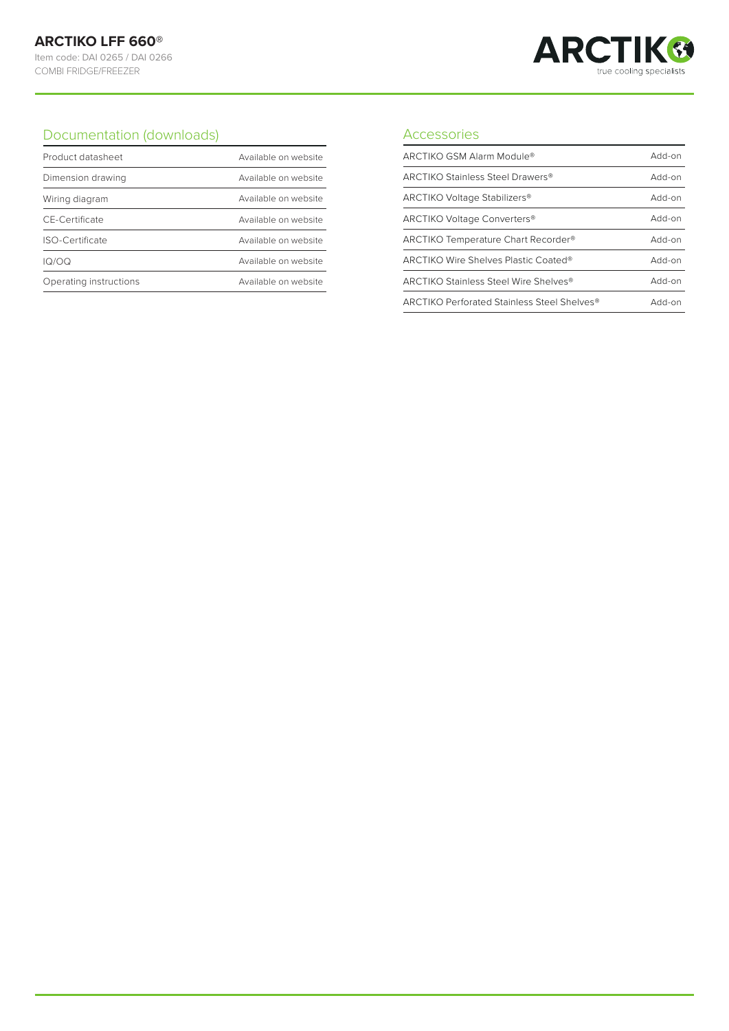## Documentation (downloads)

| | |
|---|---|
| Product datasheet | Available on website |
| Dimension drawing | Available on website |
| Wiring diagram | Available on website |
| CE-Certificate | Available on website |
| ISO-Certificate | Available on website |
| IQ/OQ | Available on website |
| Operating instructions | Available on website |

## Accessories

| | |
|---|---|
| ARCTIKO GSM Alarm Module® | Add-on |
| ARCTIKO Stainless Steel Drawers® | Add-on |
| ARCTIKO Voltage Stabilizers® | Add-on |
| ARCTIKO Voltage Converters® | Add-on |
| ARCTIKO Temperature Chart Recorder® | Add-on |
| ARCTIKO Wire Shelves Plastic Coated® | Add-on |
| ARCTIKO Stainless Steel Wire Shelves® | Add-on |
| ARCTIKO Perforated Stainless Steel Shelves® | Add-on |